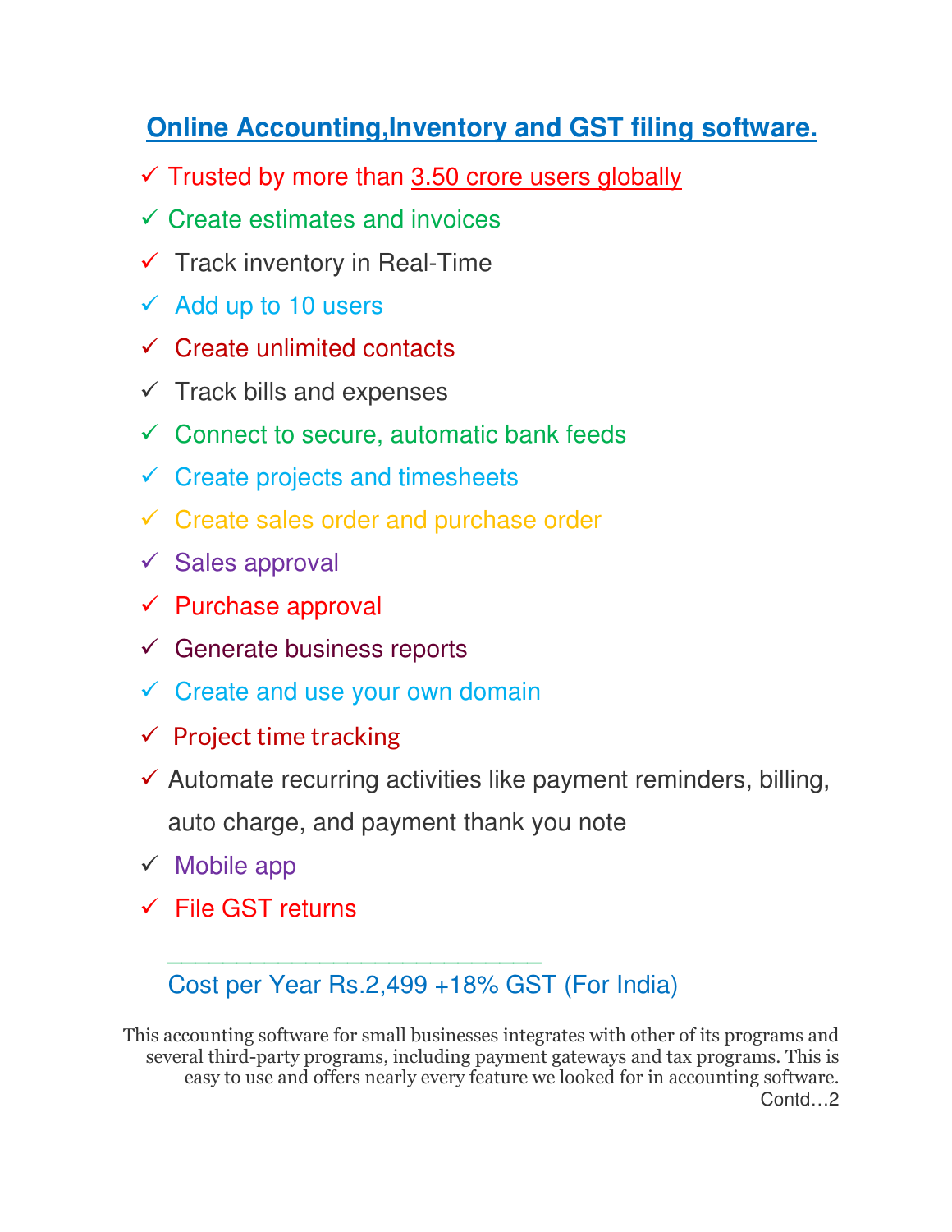# Online Accounting,Inventory and GST filing software.

- ✓ Trusted by more than 3.50 crore users globally
- ✓ Create estimates and invoices
- ✓ Track inventory in Real-Time
- ✓ Add up to 10 users
- ✓ Create unlimited contacts
- ✓ Track bills and expenses
- ✓ Connect to secure, automatic bank feeds
- ✓ Create projects and timesheets
- ✓ Create sales order and purchase order
- ✓ Sales approval
- ✓ Purchase approval
- ✓ Generate business reports
- ✓ Create and use your own domain
- ✓ Project time tracking
- ✓ Automate recurring activities like payment reminders, billing, auto charge, and payment thank you note
- ✓ Mobile app
- ✓ File GST returns

---

Cost per Year Rs.2,499 +18% GST (For India)

This accounting software for small businesses integrates with other of its programs and several third-party programs, including payment gateways and tax programs. This is easy to use and offers nearly every feature we looked for in accounting software.

Contd…2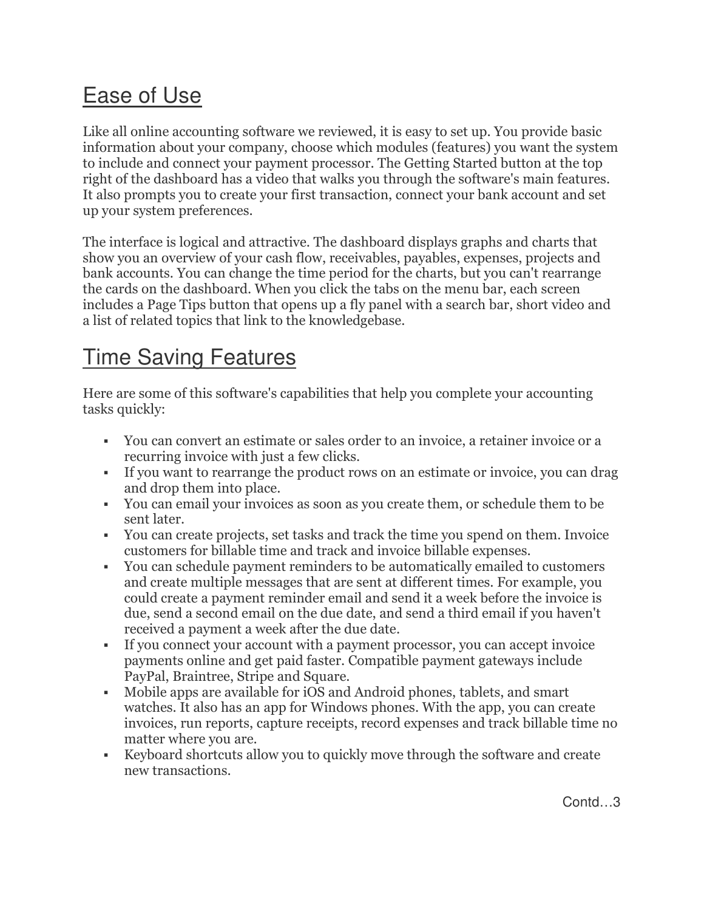## Ease of Use

Like all online accounting software we reviewed, it is easy to set up. You provide basic information about your company, choose which modules (features) you want the system to include and connect your payment processor. The Getting Started button at the top right of the dashboard has a video that walks you through the software's main features. It also prompts you to create your first transaction, connect your bank account and set up your system preferences.

The interface is logical and attractive. The dashboard displays graphs and charts that show you an overview of your cash flow, receivables, payables, expenses, projects and bank accounts. You can change the time period for the charts, but you can't rearrange the cards on the dashboard. When you click the tabs on the menu bar, each screen includes a Page Tips button that opens up a fly panel with a search bar, short video and a list of related topics that link to the knowledgebase.

## Time Saving Features

Here are some of this software's capabilities that help you complete your accounting tasks quickly:

- You can convert an estimate or sales order to an invoice, a retainer invoice or a recurring invoice with just a few clicks.
- If you want to rearrange the product rows on an estimate or invoice, you can drag and drop them into place.
- You can email your invoices as soon as you create them, or schedule them to be sent later.
- You can create projects, set tasks and track the time you spend on them. Invoice customers for billable time and track and invoice billable expenses.
- You can schedule payment reminders to be automatically emailed to customers and create multiple messages that are sent at different times. For example, you could create a payment reminder email and send it a week before the invoice is due, send a second email on the due date, and send a third email if you haven't received a payment a week after the due date.
- If you connect your account with a payment processor, you can accept invoice payments online and get paid faster. Compatible payment gateways include PayPal, Braintree, Stripe and Square.
- Mobile apps are available for iOS and Android phones, tablets, and smart watches. It also has an app for Windows phones. With the app, you can create invoices, run reports, capture receipts, record expenses and track billable time no matter where you are.
- Keyboard shortcuts allow you to quickly move through the software and create new transactions.

Contd…3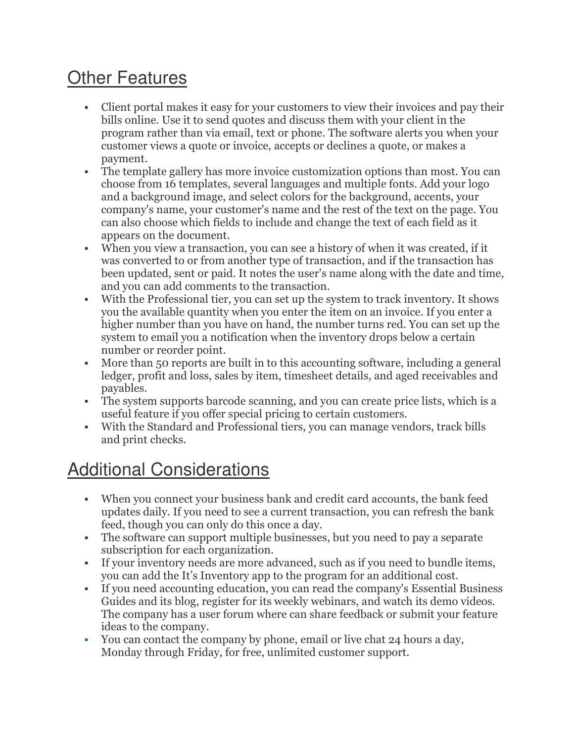## Other Features

- Client portal makes it easy for your customers to view their invoices and pay their bills online. Use it to send quotes and discuss them with your client in the program rather than via email, text or phone. The software alerts you when your customer views a quote or invoice, accepts or declines a quote, or makes a payment.
- The template gallery has more invoice customization options than most. You can choose from 16 templates, several languages and multiple fonts. Add your logo and a background image, and select colors for the background, accents, your company's name, your customer's name and the rest of the text on the page. You can also choose which fields to include and change the text of each field as it appears on the document.
- When you view a transaction, you can see a history of when it was created, if it was converted to or from another type of transaction, and if the transaction has been updated, sent or paid. It notes the user's name along with the date and time, and you can add comments to the transaction.
- With the Professional tier, you can set up the system to track inventory. It shows you the available quantity when you enter the item on an invoice. If you enter a higher number than you have on hand, the number turns red. You can set up the system to email you a notification when the inventory drops below a certain number or reorder point.
- More than 50 reports are built in to this accounting software, including a general ledger, profit and loss, sales by item, timesheet details, and aged receivables and payables.
- The system supports barcode scanning, and you can create price lists, which is a useful feature if you offer special pricing to certain customers.
- With the Standard and Professional tiers, you can manage vendors, track bills and print checks.

## Additional Considerations

- When you connect your business bank and credit card accounts, the bank feed updates daily. If you need to see a current transaction, you can refresh the bank feed, though you can only do this once a day.
- The software can support multiple businesses, but you need to pay a separate subscription for each organization.
- If your inventory needs are more advanced, such as if you need to bundle items, you can add the It's Inventory app to the program for an additional cost.
- If you need accounting education, you can read the company's Essential Business Guides and its blog, register for its weekly webinars, and watch its demo videos. The company has a user forum where can share feedback or submit your feature ideas to the company.
- You can contact the company by phone, email or live chat 24 hours a day, Monday through Friday, for free, unlimited customer support.